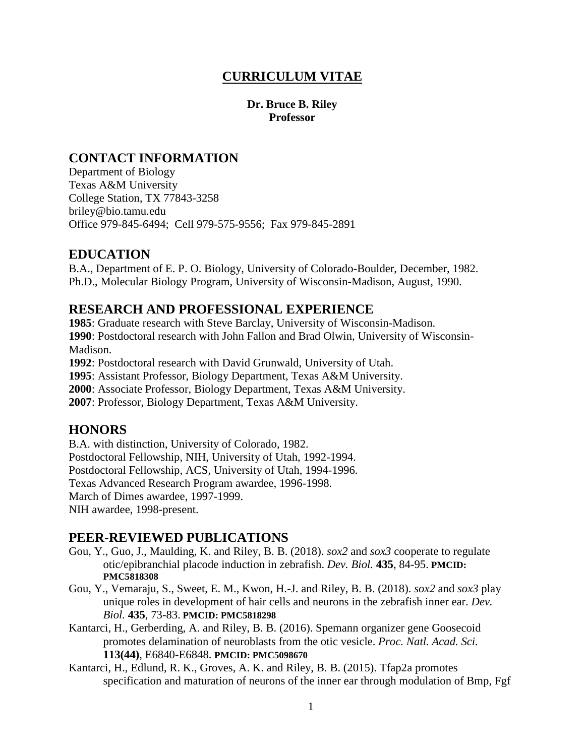# **CURRICULUM VITAE**

**Dr. Bruce B. Riley**
**Professor**

## CONTACT INFORMATION

Department of Biology
Texas A&M University
College Station, TX 77843-3258
briley@bio.tamu.edu
Office 979-845-6494; Cell 979-575-9556; Fax 979-845-2891

## EDUCATION

B.A., Department of E. P. O. Biology, University of Colorado-Boulder, December, 1982.
Ph.D., Molecular Biology Program, University of Wisconsin-Madison, August, 1990.

## RESEARCH AND PROFESSIONAL EXPERIENCE

**1985**: Graduate research with Steve Barclay, University of Wisconsin-Madison.
**1990**: Postdoctoral research with John Fallon and Brad Olwin, University of Wisconsin-Madison.
**1992**: Postdoctoral research with David Grunwald, University of Utah.
**1995**: Assistant Professor, Biology Department, Texas A&M University.
**2000**: Associate Professor, Biology Department, Texas A&M University.
**2007**: Professor, Biology Department, Texas A&M University.

## HONORS

B.A. with distinction, University of Colorado, 1982.
Postdoctoral Fellowship, NIH, University of Utah, 1992-1994.
Postdoctoral Fellowship, ACS, University of Utah, 1994-1996.
Texas Advanced Research Program awardee, 1996-1998.
March of Dimes awardee, 1997-1999.
NIH awardee, 1998-present.

## PEER-REVIEWED PUBLICATIONS

Gou, Y., Guo, J., Maulding, K. and Riley, B. B. (2018). *sox2* and *sox3* cooperate to regulate otic/epibranchial placode induction in zebrafish. *Dev. Biol.* **435**, 84-95. **PMCID: PMC5818308**

Gou, Y., Vemaraju, S., Sweet, E. M., Kwon, H.-J. and Riley, B. B. (2018). *sox2* and *sox3* play unique roles in development of hair cells and neurons in the zebrafish inner ear. *Dev. Biol.* **435**, 73-83. **PMCID: PMC5818298**

Kantarci, H., Gerberding, A. and Riley, B. B. (2016). Spemann organizer gene Goosecoid promotes delamination of neuroblasts from the otic vesicle. *Proc. Natl. Acad. Sci.* **113(44)**, E6840-E6848. **PMCID: PMC5098670**

Kantarci, H., Edlund, R. K., Groves, A. K. and Riley, B. B. (2015). Tfap2a promotes specification and maturation of neurons of the inner ear through modulation of Bmp, Fgf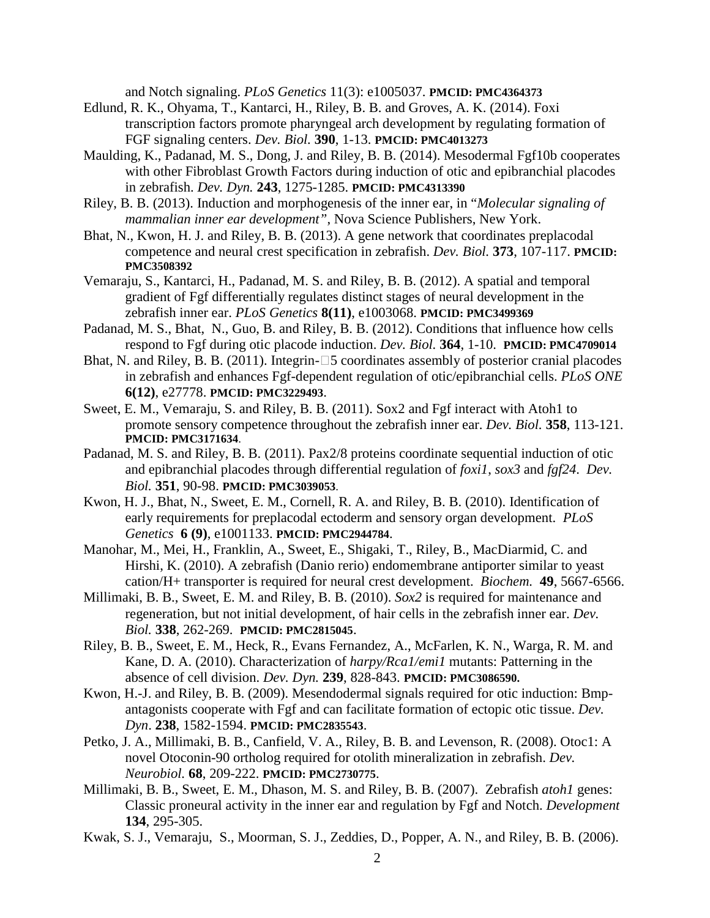and Notch signaling. *PLoS Genetics* 11(3): e1005037. **PMCID: PMC4364373**

Edlund, R. K., Ohyama, T., Kantarci, H., Riley, B. B. and Groves, A. K. (2014). Foxi transcription factors promote pharyngeal arch development by regulating formation of FGF signaling centers. *Dev. Biol.* **390**, 1-13. **PMCID: PMC4013273**

Maulding, K., Padanad, M. S., Dong, J. and Riley, B. B. (2014). Mesodermal Fgf10b cooperates with other Fibroblast Growth Factors during induction of otic and epibranchial placodes in zebrafish. *Dev. Dyn.* **243**, 1275-1285. **PMCID: PMC4313390**

Riley, B. B. (2013). Induction and morphogenesis of the inner ear, in "*Molecular signaling of mammalian inner ear development"*, Nova Science Publishers, New York.

Bhat, N., Kwon, H. J. and Riley, B. B. (2013). A gene network that coordinates preplacodal competence and neural crest specification in zebrafish. *Dev. Biol.* **373**, 107-117. **PMCID: PMC3508392**

Vemaraju, S., Kantarci, H., Padanad, M. S. and Riley, B. B. (2012). A spatial and temporal gradient of Fgf differentially regulates distinct stages of neural development in the zebrafish inner ear. *PLoS Genetics* **8(11)**, e1003068. **PMCID: PMC3499369**

Padanad, M. S., Bhat, N., Guo, B. and Riley, B. B. (2012). Conditions that influence how cells respond to Fgf during otic placode induction. *Dev. Biol.* **364**, 1-10. **PMCID: PMC4709014**

Bhat, N. and Riley, B. B. (2011). Integrin-□5 coordinates assembly of posterior cranial placodes in zebrafish and enhances Fgf-dependent regulation of otic/epibranchial cells. *PLoS ONE* **6(12)**, e27778. **PMCID: PMC3229493**.

Sweet, E. M., Vemaraju, S. and Riley, B. B. (2011). Sox2 and Fgf interact with Atoh1 to promote sensory competence throughout the zebrafish inner ear. *Dev. Biol.* **358**, 113-121. **PMCID: PMC3171634**.

Padanad, M. S. and Riley, B. B. (2011). Pax2/8 proteins coordinate sequential induction of otic and epibranchial placodes through differential regulation of *foxi1*, *sox3* and *fgf24*. *Dev. Biol.* **351**, 90-98. **PMCID: PMC3039053**.

Kwon, H. J., Bhat, N., Sweet, E. M., Cornell, R. A. and Riley, B. B. (2010). Identification of early requirements for preplacodal ectoderm and sensory organ development. *PLoS Genetics* **6 (9)**, e1001133. **PMCID: PMC2944784**.

Manohar, M., Mei, H., Franklin, A., Sweet, E., Shigaki, T., Riley, B., MacDiarmid, C. and Hirshi, K. (2010). A zebrafish (Danio rerio) endomembrane antiporter similar to yeast cation/H+ transporter is required for neural crest development. *Biochem.* **49**, 5667-6566.

Millimaki, B. B., Sweet, E. M. and Riley, B. B. (2010). *Sox2* is required for maintenance and regeneration, but not initial development, of hair cells in the zebrafish inner ear. *Dev. Biol.* **338**, 262-269. **PMCID: PMC2815045**.

Riley, B. B., Sweet, E. M., Heck, R., Evans Fernandez, A., McFarlen, K. N., Warga, R. M. and Kane, D. A. (2010). Characterization of *harpy/Rca1/emi1* mutants: Patterning in the absence of cell division. *Dev. Dyn.* **239**, 828-843. **PMCID: PMC3086590.**

Kwon, H.-J. and Riley, B. B. (2009). Mesendodermal signals required for otic induction: Bmp-antagonists cooperate with Fgf and can facilitate formation of ectopic otic tissue. *Dev. Dyn*. **238**, 1582-1594. **PMCID: PMC2835543**.

Petko, J. A., Millimaki, B. B., Canfield, V. A., Riley, B. B. and Levenson, R. (2008). Otoc1: A novel Otoconin-90 ortholog required for otolith mineralization in zebrafish. *Dev. Neurobiol.* **68**, 209-222. **PMCID: PMC2730775**.

Millimaki, B. B., Sweet, E. M., Dhason, M. S. and Riley, B. B. (2007). Zebrafish *atoh1* genes: Classic proneural activity in the inner ear and regulation by Fgf and Notch. *Development* **134**, 295-305.

Kwak, S. J., Vemaraju, S., Moorman, S. J., Zeddies, D., Popper, A. N., and Riley, B. B. (2006).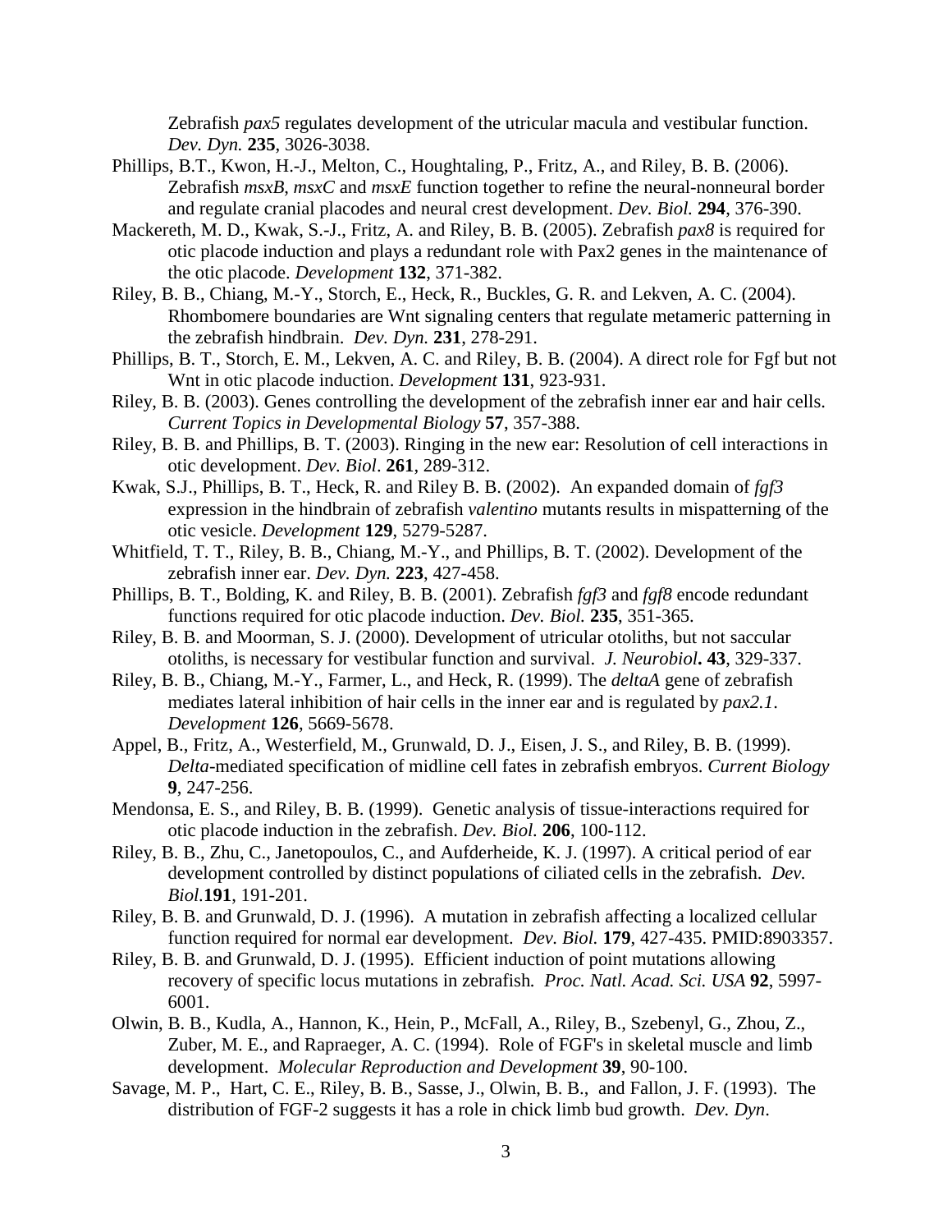Zebrafish *pax5* regulates development of the utricular macula and vestibular function. *Dev. Dyn.* **235**, 3026-3038.

Phillips, B.T., Kwon, H.-J., Melton, C., Houghtaling, P., Fritz, A., and Riley, B. B. (2006). Zebrafish *msxB*, *msxC* and *msxE* function together to refine the neural-nonneural border and regulate cranial placodes and neural crest development. *Dev. Biol.* **294**, 376-390.

Mackereth, M. D., Kwak, S.-J., Fritz, A. and Riley, B. B. (2005). Zebrafish *pax8* is required for otic placode induction and plays a redundant role with Pax2 genes in the maintenance of the otic placode. *Development* **132**, 371-382.

Riley, B. B., Chiang, M.-Y., Storch, E., Heck, R., Buckles, G. R. and Lekven, A. C. (2004). Rhombomere boundaries are Wnt signaling centers that regulate metameric patterning in the zebrafish hindbrain. *Dev. Dyn.* **231**, 278-291.

Phillips, B. T., Storch, E. M., Lekven, A. C. and Riley, B. B. (2004). A direct role for Fgf but not Wnt in otic placode induction. *Development* **131**, 923-931.

Riley, B. B. (2003). Genes controlling the development of the zebrafish inner ear and hair cells. *Current Topics in Developmental Biology* **57**, 357-388.

Riley, B. B. and Phillips, B. T. (2003). Ringing in the new ear: Resolution of cell interactions in otic development. *Dev. Biol*. **261**, 289-312.

Kwak, S.J., Phillips, B. T., Heck, R. and Riley B. B. (2002). An expanded domain of *fgf3* expression in the hindbrain of zebrafish *valentino* mutants results in mispatterning of the otic vesicle. *Development* **129**, 5279-5287.

Whitfield, T. T., Riley, B. B., Chiang, M.-Y., and Phillips, B. T. (2002). Development of the zebrafish inner ear. *Dev. Dyn.* **223**, 427-458.

Phillips, B. T., Bolding, K. and Riley, B. B. (2001). Zebrafish *fgf3* and *fgf8* encode redundant functions required for otic placode induction. *Dev. Biol.* **235**, 351-365.

Riley, B. B. and Moorman, S. J. (2000). Development of utricular otoliths, but not saccular otoliths, is necessary for vestibular function and survival. *J. Neurobiol***.** **43**, 329-337.

Riley, B. B., Chiang, M.-Y., Farmer, L., and Heck, R. (1999). The *deltaA* gene of zebrafish mediates lateral inhibition of hair cells in the inner ear and is regulated by *pax2.1*. *Development* **126**, 5669-5678.

Appel, B., Fritz, A., Westerfield, M., Grunwald, D. J., Eisen, J. S., and Riley, B. B. (1999). *Delta*-mediated specification of midline cell fates in zebrafish embryos. *Current Biology* **9**, 247-256.

Mendonsa, E. S., and Riley, B. B. (1999). Genetic analysis of tissue-interactions required for otic placode induction in the zebrafish. *Dev. Biol.* **206**, 100-112.

Riley, B. B., Zhu, C., Janetopoulos, C., and Aufderheide, K. J. (1997). A critical period of ear development controlled by distinct populations of ciliated cells in the zebrafish. *Dev. Biol.***191**, 191-201.

Riley, B. B. and Grunwald, D. J. (1996). A mutation in zebrafish affecting a localized cellular function required for normal ear development. *Dev. Biol.* **179**, 427-435. PMID:8903357.

Riley, B. B. and Grunwald, D. J. (1995). Efficient induction of point mutations allowing recovery of specific locus mutations in zebrafish*.* *Proc. Natl. Acad. Sci. USA* **92**, 5997-6001.

Olwin, B. B., Kudla, A., Hannon, K., Hein, P., McFall, A., Riley, B., Szebenyl, G., Zhou, Z., Zuber, M. E., and Rapraeger, A. C. (1994). Role of FGF's in skeletal muscle and limb development. *Molecular Reproduction and Development* **39**, 90-100.

Savage, M. P., Hart, C. E., Riley, B. B., Sasse, J., Olwin, B. B., and Fallon, J. F. (1993). The distribution of FGF-2 suggests it has a role in chick limb bud growth. *Dev. Dyn*.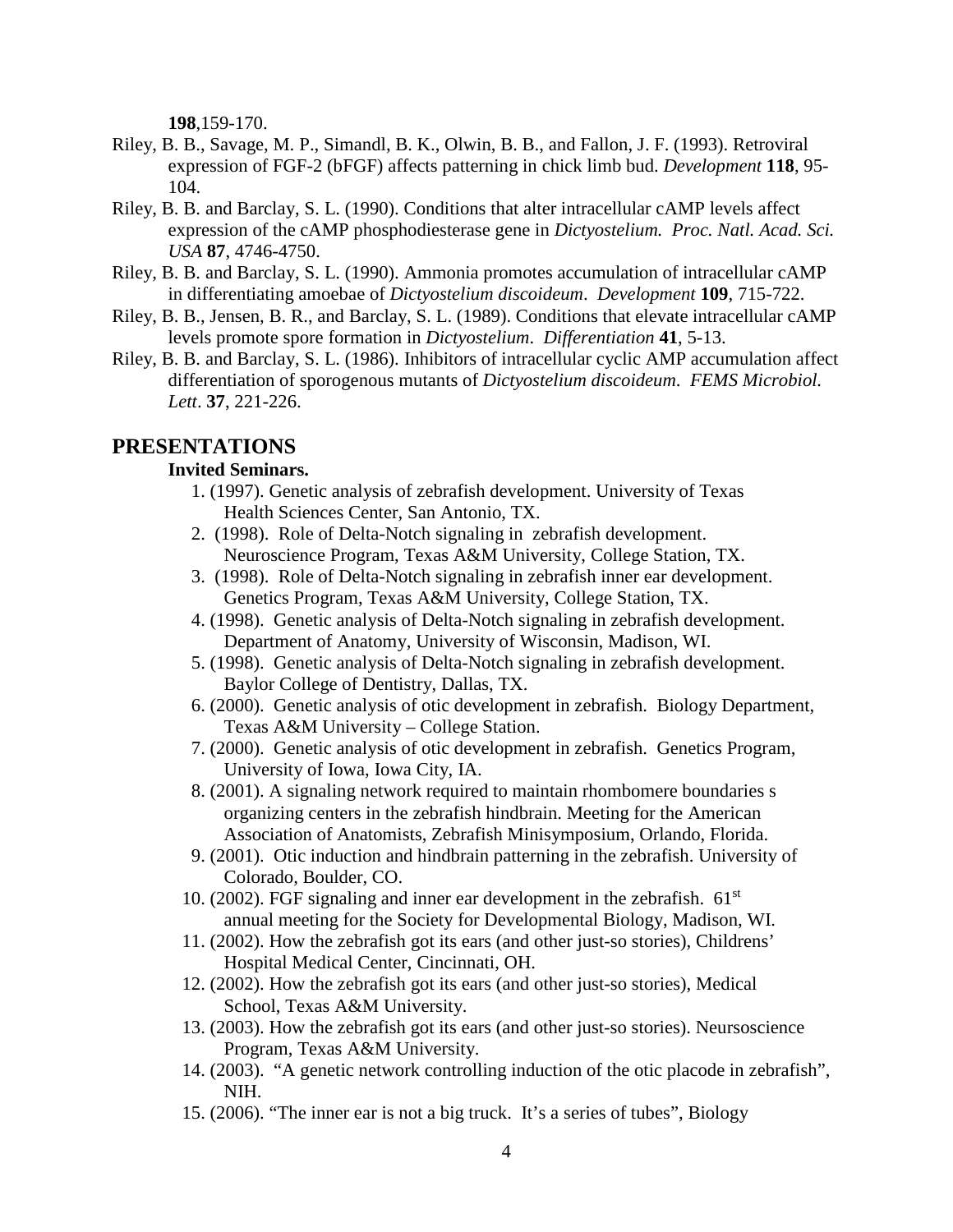**198**,159-170.

Riley, B. B., Savage, M. P., Simandl, B. K., Olwin, B. B., and Fallon, J. F. (1993). Retroviral expression of FGF-2 (bFGF) affects patterning in chick limb bud. *Development* **118**, 95-104.

Riley, B. B. and Barclay, S. L. (1990). Conditions that alter intracellular cAMP levels affect expression of the cAMP phosphodiesterase gene in *Dictyostelium. Proc. Natl. Acad. Sci. USA* **87**, 4746-4750.

Riley, B. B. and Barclay, S. L. (1990). Ammonia promotes accumulation of intracellular cAMP in differentiating amoebae of *Dictyostelium discoideum*. *Development* **109**, 715-722.

Riley, B. B., Jensen, B. R., and Barclay, S. L. (1989). Conditions that elevate intracellular cAMP levels promote spore formation in *Dictyostelium*. *Differentiation* **41**, 5-13.

Riley, B. B. and Barclay, S. L. (1986). Inhibitors of intracellular cyclic AMP accumulation affect differentiation of sporogenous mutants of *Dictyostelium discoideum*. *FEMS Microbiol. Lett*. **37**, 221-226.

## PRESENTATIONS

**Invited Seminars.**

1. (1997). Genetic analysis of zebrafish development. University of Texas Health Sciences Center, San Antonio, TX.
2. (1998). Role of Delta-Notch signaling in zebrafish development. Neuroscience Program, Texas A&M University, College Station, TX.
3. (1998). Role of Delta-Notch signaling in zebrafish inner ear development. Genetics Program, Texas A&M University, College Station, TX.
4. (1998). Genetic analysis of Delta-Notch signaling in zebrafish development. Department of Anatomy, University of Wisconsin, Madison, WI.
5. (1998). Genetic analysis of Delta-Notch signaling in zebrafish development. Baylor College of Dentistry, Dallas, TX.
6. (2000). Genetic analysis of otic development in zebrafish. Biology Department, Texas A&M University – College Station.
7. (2000). Genetic analysis of otic development in zebrafish. Genetics Program, University of Iowa, Iowa City, IA.
8. (2001). A signaling network required to maintain rhombomere boundaries s organizing centers in the zebrafish hindbrain. Meeting for the American Association of Anatomists, Zebrafish Minisymposium, Orlando, Florida.
9. (2001). Otic induction and hindbrain patterning in the zebrafish. University of Colorado, Boulder, CO.
10. (2002). FGF signaling and inner ear development in the zebrafish. 61st annual meeting for the Society for Developmental Biology, Madison, WI.
11. (2002). How the zebrafish got its ears (and other just-so stories), Childrens' Hospital Medical Center, Cincinnati, OH.
12. (2002). How the zebrafish got its ears (and other just-so stories), Medical School, Texas A&M University.
13. (2003). How the zebrafish got its ears (and other just-so stories). Neursoscience Program, Texas A&M University.
14. (2003). "A genetic network controlling induction of the otic placode in zebrafish", NIH.
15. (2006). "The inner ear is not a big truck. It's a series of tubes", Biology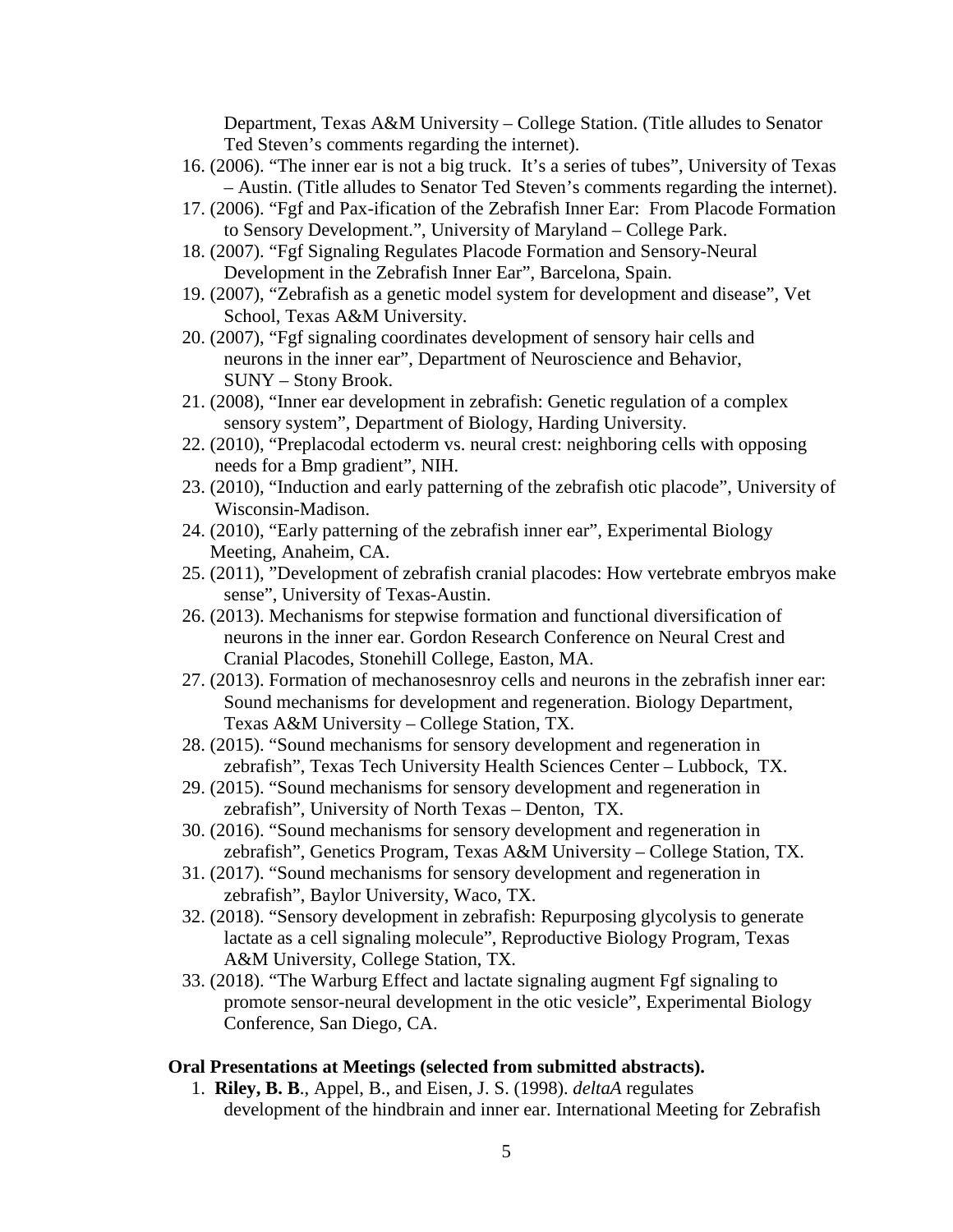Department, Texas A&M University – College Station. (Title alludes to Senator Ted Steven's comments regarding the internet).

16. (2006). "The inner ear is not a big truck. It's a series of tubes", University of Texas – Austin. (Title alludes to Senator Ted Steven's comments regarding the internet).
17. (2006). "Fgf and Pax-ification of the Zebrafish Inner Ear: From Placode Formation to Sensory Development.", University of Maryland – College Park.
18. (2007). "Fgf Signaling Regulates Placode Formation and Sensory-Neural Development in the Zebrafish Inner Ear", Barcelona, Spain.
19. (2007), "Zebrafish as a genetic model system for development and disease", Vet School, Texas A&M University.
20. (2007), "Fgf signaling coordinates development of sensory hair cells and neurons in the inner ear", Department of Neuroscience and Behavior, SUNY – Stony Brook.
21. (2008), "Inner ear development in zebrafish: Genetic regulation of a complex sensory system", Department of Biology, Harding University.
22. (2010), "Preplacodal ectoderm vs. neural crest: neighboring cells with opposing needs for a Bmp gradient", NIH.
23. (2010), "Induction and early patterning of the zebrafish otic placode", University of Wisconsin-Madison.
24. (2010), "Early patterning of the zebrafish inner ear", Experimental Biology Meeting, Anaheim, CA.
25. (2011), "Development of zebrafish cranial placodes: How vertebrate embryos make sense", University of Texas-Austin.
26. (2013). Mechanisms for stepwise formation and functional diversification of neurons in the inner ear. Gordon Research Conference on Neural Crest and Cranial Placodes, Stonehill College, Easton, MA.
27. (2013). Formation of mechanosesnroy cells and neurons in the zebrafish inner ear: Sound mechanisms for development and regeneration. Biology Department, Texas A&M University – College Station, TX.
28. (2015). "Sound mechanisms for sensory development and regeneration in zebrafish", Texas Tech University Health Sciences Center – Lubbock, TX.
29. (2015). "Sound mechanisms for sensory development and regeneration in zebrafish", University of North Texas – Denton, TX.
30. (2016). "Sound mechanisms for sensory development and regeneration in zebrafish", Genetics Program, Texas A&M University – College Station, TX.
31. (2017). "Sound mechanisms for sensory development and regeneration in zebrafish", Baylor University, Waco, TX.
32. (2018). "Sensory development in zebrafish: Repurposing glycolysis to generate lactate as a cell signaling molecule", Reproductive Biology Program, Texas A&M University, College Station, TX.
33. (2018). "The Warburg Effect and lactate signaling augment Fgf signaling to promote sensor-neural development in the otic vesicle", Experimental Biology Conference, San Diego, CA.

**Oral Presentations at Meetings (selected from submitted abstracts).**

1. **Riley, B. B**., Appel, B., and Eisen, J. S. (1998). *deltaA* regulates development of the hindbrain and inner ear. International Meeting for Zebrafish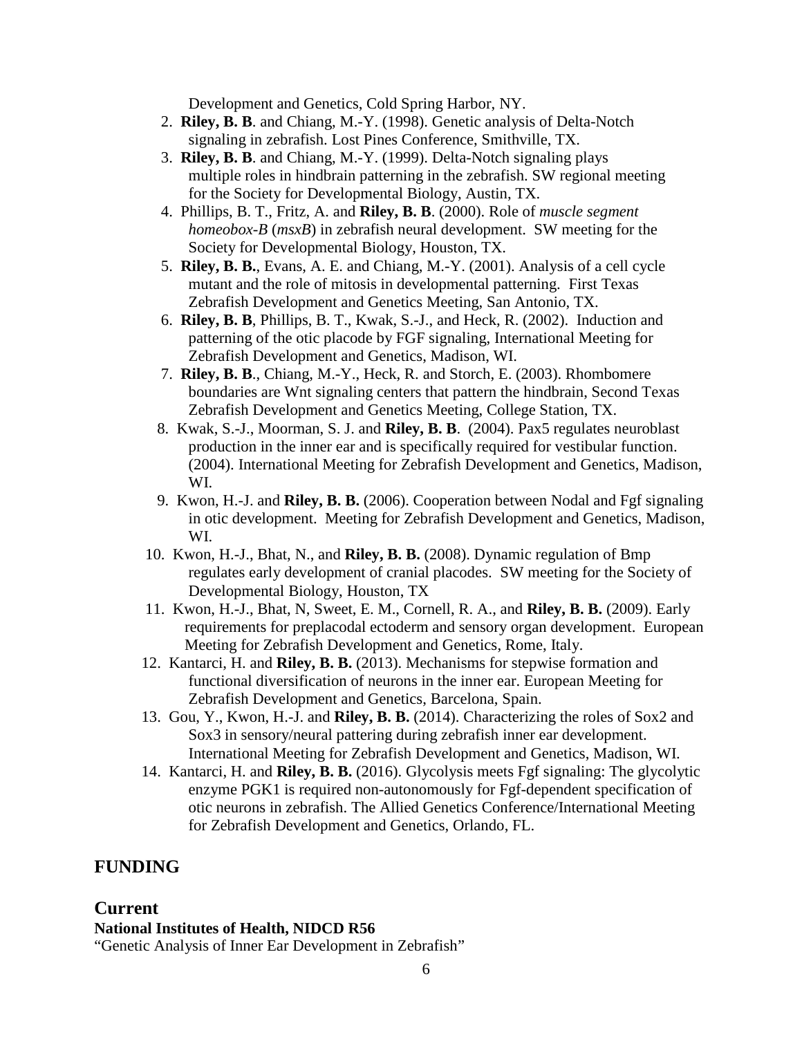Development and Genetics, Cold Spring Harbor, NY.

2. **Riley, B. B**. and Chiang, M.-Y. (1998). Genetic analysis of Delta-Notch signaling in zebrafish. Lost Pines Conference, Smithville, TX.
3. **Riley, B. B**. and Chiang, M.-Y. (1999). Delta-Notch signaling plays multiple roles in hindbrain patterning in the zebrafish. SW regional meeting for the Society for Developmental Biology, Austin, TX.
4. Phillips, B. T., Fritz, A. and **Riley, B. B**. (2000). Role of *muscle segment homeobox-B* (*msxB*) in zebrafish neural development. SW meeting for the Society for Developmental Biology, Houston, TX.
5. **Riley, B. B.**, Evans, A. E. and Chiang, M.-Y. (2001). Analysis of a cell cycle mutant and the role of mitosis in developmental patterning. First Texas Zebrafish Development and Genetics Meeting, San Antonio, TX.
6. **Riley, B. B**, Phillips, B. T., Kwak, S.-J., and Heck, R. (2002). Induction and patterning of the otic placode by FGF signaling, International Meeting for Zebrafish Development and Genetics, Madison, WI.
7. **Riley, B. B**., Chiang, M.-Y., Heck, R. and Storch, E. (2003). Rhombomere boundaries are Wnt signaling centers that pattern the hindbrain, Second Texas Zebrafish Development and Genetics Meeting, College Station, TX.
8. Kwak, S.-J., Moorman, S. J. and **Riley, B. B**. (2004). Pax5 regulates neuroblast production in the inner ear and is specifically required for vestibular function. (2004). International Meeting for Zebrafish Development and Genetics, Madison, WI.
9. Kwon, H.-J. and **Riley, B. B.** (2006). Cooperation between Nodal and Fgf signaling in otic development. Meeting for Zebrafish Development and Genetics, Madison, WI.
10. Kwon, H.-J., Bhat, N., and **Riley, B. B.** (2008). Dynamic regulation of Bmp regulates early development of cranial placodes. SW meeting for the Society of Developmental Biology, Houston, TX
11. Kwon, H.-J., Bhat, N, Sweet, E. M., Cornell, R. A., and **Riley, B. B.** (2009). Early requirements for preplacodal ectoderm and sensory organ development. European Meeting for Zebrafish Development and Genetics, Rome, Italy.
12. Kantarci, H. and **Riley, B. B.** (2013). Mechanisms for stepwise formation and functional diversification of neurons in the inner ear. European Meeting for Zebrafish Development and Genetics, Barcelona, Spain.
13. Gou, Y., Kwon, H.-J. and **Riley, B. B.** (2014). Characterizing the roles of Sox2 and Sox3 in sensory/neural pattering during zebrafish inner ear development. International Meeting for Zebrafish Development and Genetics, Madison, WI.
14. Kantarci, H. and **Riley, B. B.** (2016). Glycolysis meets Fgf signaling: The glycolytic enzyme PGK1 is required non-autonomously for Fgf-dependent specification of otic neurons in zebrafish. The Allied Genetics Conference/International Meeting for Zebrafish Development and Genetics, Orlando, FL.

## FUNDING

## Current

**National Institutes of Health, NIDCD R56**

"Genetic Analysis of Inner Ear Development in Zebrafish"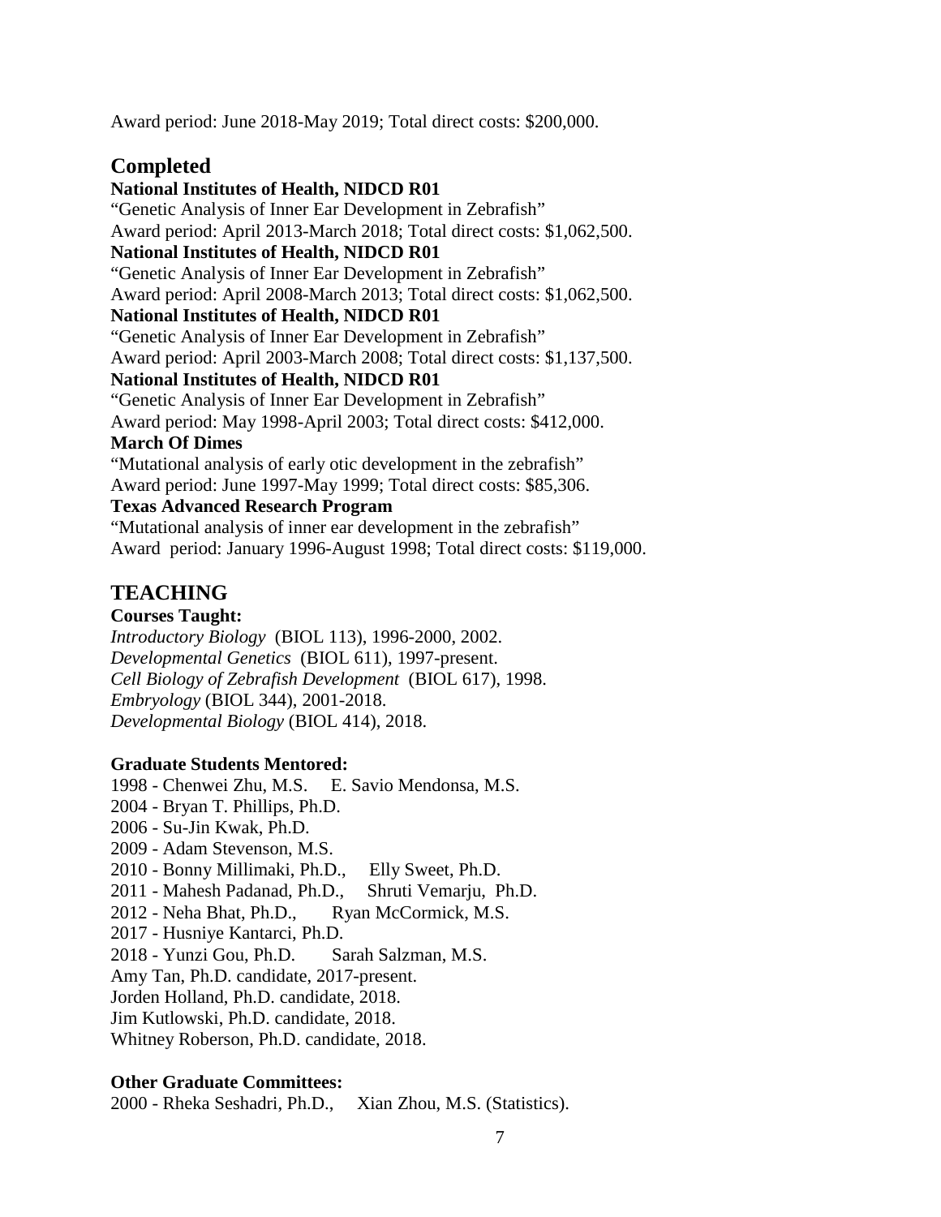Award period: June 2018-May 2019; Total direct costs: $200,000.

## Completed

**National Institutes of Health, NIDCD R01**
"Genetic Analysis of Inner Ear Development in Zebrafish"
Award period: April 2013-March 2018; Total direct costs: $1,062,500.

**National Institutes of Health, NIDCD R01**
"Genetic Analysis of Inner Ear Development in Zebrafish"
Award period: April 2008-March 2013; Total direct costs: $1,062,500.

**National Institutes of Health, NIDCD R01**
"Genetic Analysis of Inner Ear Development in Zebrafish"
Award period: April 2003-March 2008; Total direct costs: $1,137,500.

**National Institutes of Health, NIDCD R01**
"Genetic Analysis of Inner Ear Development in Zebrafish"
Award period: May 1998-April 2003; Total direct costs: $412,000.

**March Of Dimes**
"Mutational analysis of early otic development in the zebrafish"
Award period: June 1997-May 1999; Total direct costs: $85,306.

**Texas Advanced Research Program**
"Mutational analysis of inner ear development in the zebrafish"
Award period: January 1996-August 1998; Total direct costs: $119,000.

## TEACHING

**Courses Taught:**

*Introductory Biology* (BIOL 113), 1996-2000, 2002.
*Developmental Genetics* (BIOL 611), 1997-present.
*Cell Biology of Zebrafish Development* (BIOL 617), 1998.
*Embryology* (BIOL 344), 2001-2018.
*Developmental Biology* (BIOL 414), 2018.

**Graduate Students Mentored:**

1998 - Chenwei Zhu, M.S. E. Savio Mendonsa, M.S.
2004 - Bryan T. Phillips, Ph.D.
2006 - Su-Jin Kwak, Ph.D.
2009 - Adam Stevenson, M.S.
2010 - Bonny Millimaki, Ph.D., Elly Sweet, Ph.D.
2011 - Mahesh Padanad, Ph.D., Shruti Vemarju, Ph.D.
2012 - Neha Bhat, Ph.D., Ryan McCormick, M.S.
2017 - Husniye Kantarci, Ph.D.
2018 - Yunzi Gou, Ph.D. Sarah Salzman, M.S.
Amy Tan, Ph.D. candidate, 2017-present.
Jorden Holland, Ph.D. candidate, 2018.
Jim Kutlowski, Ph.D. candidate, 2018.
Whitney Roberson, Ph.D. candidate, 2018.

**Other Graduate Committees:**

2000 - Rheka Seshadri, Ph.D., Xian Zhou, M.S. (Statistics).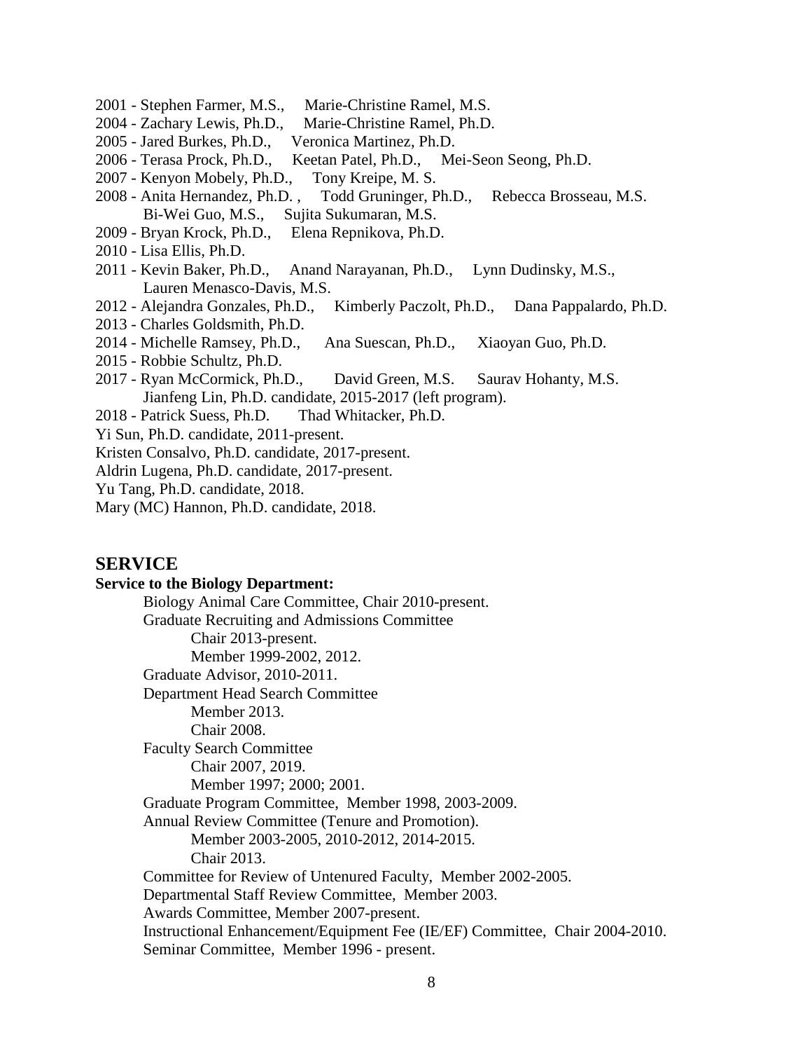2001 - Stephen Farmer, M.S., Marie-Christine Ramel, M.S.
2004 - Zachary Lewis, Ph.D., Marie-Christine Ramel, Ph.D.
2005 - Jared Burkes, Ph.D., Veronica Martinez, Ph.D.
2006 - Terasa Prock, Ph.D., Keetan Patel, Ph.D., Mei-Seon Seong, Ph.D.
2007 - Kenyon Mobely, Ph.D., Tony Kreipe, M. S.
2008 - Anita Hernandez, Ph.D. , Todd Gruninger, Ph.D., Rebecca Brosseau, M.S.
Bi-Wei Guo, M.S., Sujita Sukumaran, M.S.
2009 - Bryan Krock, Ph.D., Elena Repnikova, Ph.D.
2010 - Lisa Ellis, Ph.D.
2011 - Kevin Baker, Ph.D., Anand Narayanan, Ph.D., Lynn Dudinsky, M.S.,
Lauren Menasco-Davis, M.S.
2012 - Alejandra Gonzales, Ph.D., Kimberly Paczolt, Ph.D., Dana Pappalardo, Ph.D.
2013 - Charles Goldsmith, Ph.D.
2014 - Michelle Ramsey, Ph.D., Ana Suescan, Ph.D., Xiaoyan Guo, Ph.D.
2015 - Robbie Schultz, Ph.D.
2017 - Ryan McCormick, Ph.D., David Green, M.S. Saurav Hohanty, M.S.
Jianfeng Lin, Ph.D. candidate, 2015-2017 (left program).
2018 - Patrick Suess, Ph.D. Thad Whitacker, Ph.D.
Yi Sun, Ph.D. candidate, 2011-present.
Kristen Consalvo, Ph.D. candidate, 2017-present.
Aldrin Lugena, Ph.D. candidate, 2017-present.
Yu Tang, Ph.D. candidate, 2018.
Mary (MC) Hannon, Ph.D. candidate, 2018.

## SERVICE

**Service to the Biology Department:**

- Biology Animal Care Committee, Chair 2010-present.
- Graduate Recruiting and Admissions Committee
  - Chair 2013-present.
  - Member 1999-2002, 2012.
- Graduate Advisor, 2010-2011.
- Department Head Search Committee
  - Member 2013.
  - Chair 2008.
- Faculty Search Committee
  - Chair 2007, 2019.
  - Member 1997; 2000; 2001.
- Graduate Program Committee, Member 1998, 2003-2009.
- Annual Review Committee (Tenure and Promotion).
  - Member 2003-2005, 2010-2012, 2014-2015.
  - Chair 2013.
- Committee for Review of Untenured Faculty, Member 2002-2005.
- Departmental Staff Review Committee, Member 2003.
- Awards Committee, Member 2007-present.
- Instructional Enhancement/Equipment Fee (IE/EF) Committee, Chair 2004-2010.
- Seminar Committee, Member 1996 - present.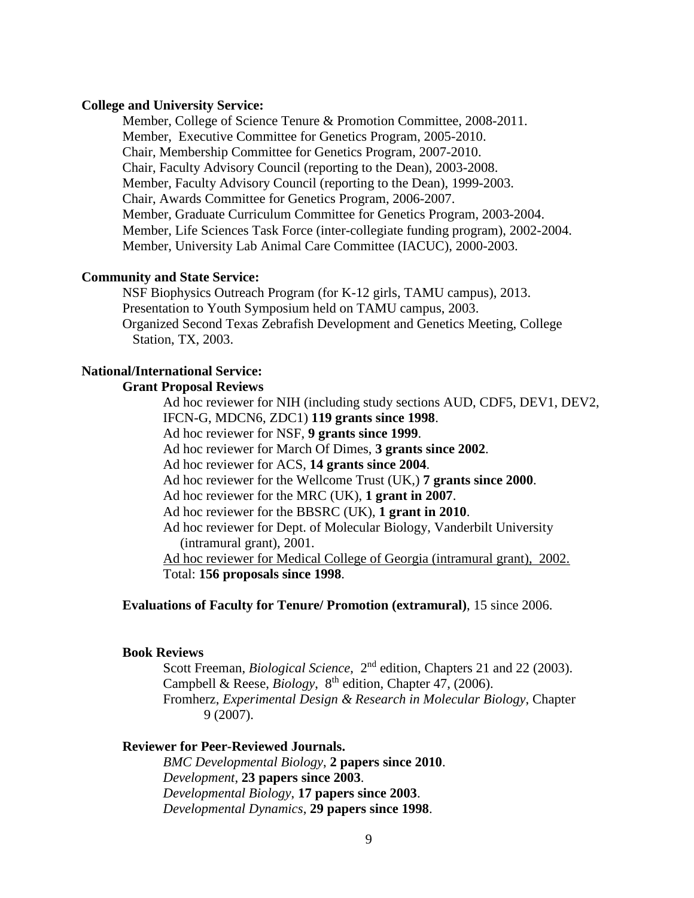**College and University Service:**

Member, College of Science Tenure & Promotion Committee, 2008-2011.
Member, Executive Committee for Genetics Program, 2005-2010.
Chair, Membership Committee for Genetics Program, 2007-2010.
Chair, Faculty Advisory Council (reporting to the Dean), 2003-2008.
Member, Faculty Advisory Council (reporting to the Dean), 1999-2003.
Chair, Awards Committee for Genetics Program, 2006-2007.
Member, Graduate Curriculum Committee for Genetics Program, 2003-2004.
Member, Life Sciences Task Force (inter-collegiate funding program), 2002-2004.
Member, University Lab Animal Care Committee (IACUC), 2000-2003.

**Community and State Service:**

NSF Biophysics Outreach Program (for K-12 girls, TAMU campus), 2013.
Presentation to Youth Symposium held on TAMU campus, 2003.
Organized Second Texas Zebrafish Development and Genetics Meeting, College Station, TX, 2003.

**National/International Service:**

**Grant Proposal Reviews**

Ad hoc reviewer for NIH (including study sections AUD, CDF5, DEV1, DEV2, IFCN-G, MDCN6, ZDC1) **119 grants since 1998**.
Ad hoc reviewer for NSF, **9 grants since 1999**.
Ad hoc reviewer for March Of Dimes, **3 grants since 2002**.
Ad hoc reviewer for ACS, **14 grants since 2004**.
Ad hoc reviewer for the Wellcome Trust (UK,) **7 grants since 2000**.
Ad hoc reviewer for the MRC (UK), **1 grant in 2007**.
Ad hoc reviewer for the BBSRC (UK), **1 grant in 2010**.
Ad hoc reviewer for Dept. of Molecular Biology, Vanderbilt University (intramural grant), 2001.
<u>Ad hoc reviewer for Medical College of Georgia (intramural grant), 2002.</u>
Total: **156 proposals since 1998**.

**Evaluations of Faculty for Tenure/ Promotion (extramural)**, 15 since 2006.

**Book Reviews**

Scott Freeman, *Biological Science*, 2nd edition, Chapters 21 and 22 (2003).
Campbell & Reese, *Biology*, 8th edition, Chapter 47, (2006).
Fromherz, *Experimental Design & Research in Molecular Biology*, Chapter 9 (2007).

**Reviewer for Peer-Reviewed Journals.**

*BMC Developmental Biology*, **2 papers since 2010**.
*Development*, **23 papers since 2003**.
*Developmental Biology*, **17 papers since 2003**.
*Developmental Dynamics*, **29 papers since 1998**.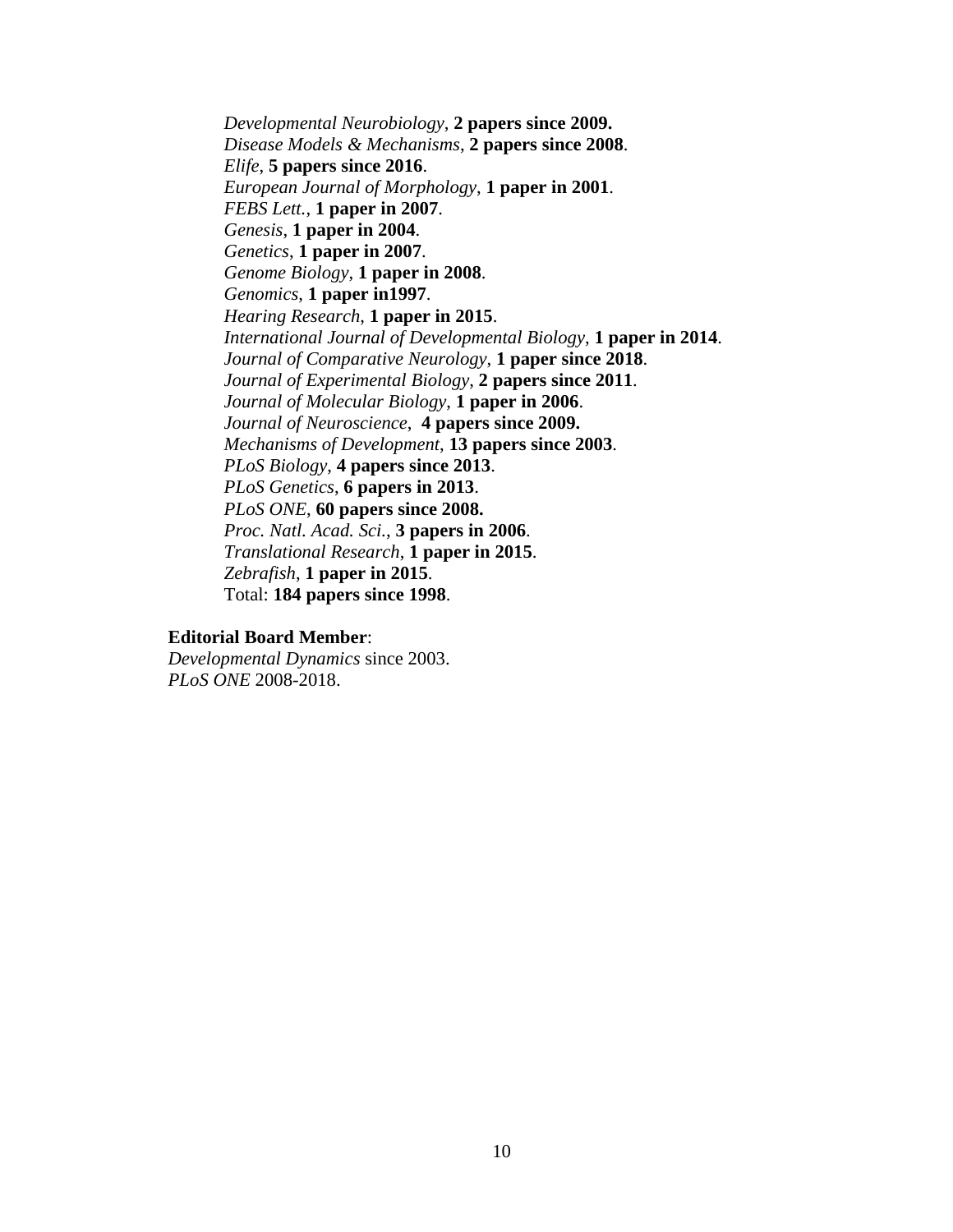*Developmental Neurobiology*, **2 papers since 2009.**
*Disease Models & Mechanisms*, **2 papers since 2008**.
*Elife*, **5 papers since 2016**.
*European Journal of Morphology*, **1 paper in 2001**.
*FEBS Lett.*, **1 paper in 2007**.
*Genesis*, **1 paper in 2004**.
*Genetics*, **1 paper in 2007**.
*Genome Biology*, **1 paper in 2008**.
*Genomics*, **1 paper in1997**.
*Hearing Research*, **1 paper in 2015**.
*International Journal of Developmental Biology*, **1 paper in 2014**.
*Journal of Comparative Neurology*, **1 paper since 2018**.
*Journal of Experimental Biology*, **2 papers since 2011**.
*Journal of Molecular Biology*, **1 paper in 2006**.
*Journal of Neuroscience*, **4 papers since 2009.**
*Mechanisms of Development*, **13 papers since 2003**.
*PLoS Biology*, **4 papers since 2013**.
*PLoS Genetics*, **6 papers in 2013**.
*PLoS ONE*, **60 papers since 2008.**
*Proc. Natl. Acad. Sci.*, **3 papers in 2006**.
*Translational Research*, **1 paper in 2015**.
*Zebrafish*, **1 paper in 2015**.
Total: **184 papers since 1998**.

**Editorial Board Member**:
*Developmental Dynamics* since 2003.
*PLoS ONE* 2008-2018.